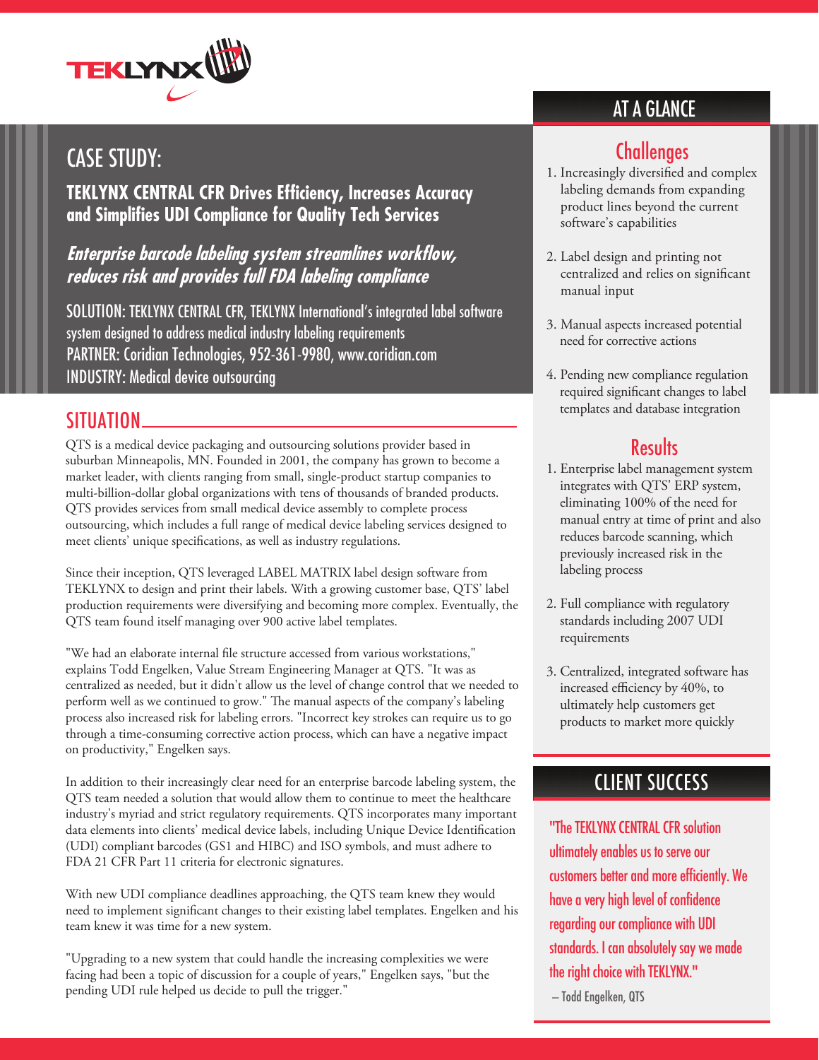# CASE STUDY:

## TEKLYNX CENTRAL CFR Drives Efficiency, Increases Accuracy and Simplifies UDI Compliance for Quality Tech Services

### *Enterprise barcode labeling system streamlines workflow, reduces risk and provides full FDA labeling compliance*

SOLUTION: TEKLYNX CENTRAL CFR, TEKLYNX International's integrated label software system designed to address medical industry labeling requirements
PARTNER: Coridian Technologies, 952-361-9980, www.coridian.com
INDUSTRY: Medical device outsourcing

## SITUATION

QTS is a medical device packaging and outsourcing solutions provider based in suburban Minneapolis, MN. Founded in 2001, the company has grown to become a market leader, with clients ranging from small, single-product startup companies to multi-billion-dollar global organizations with tens of thousands of branded products. QTS provides services from small medical device assembly to complete process outsourcing, which includes a full range of medical device labeling services designed to meet clients' unique specifications, as well as industry regulations.

Since their inception, QTS leveraged LABEL MATRIX label design software from TEKLYNX to design and print their labels. With a growing customer base, QTS' label production requirements were diversifying and becoming more complex. Eventually, the QTS team found itself managing over 900 active label templates.

"We had an elaborate internal file structure accessed from various workstations," explains Todd Engelken, Value Stream Engineering Manager at QTS. "It was as centralized as needed, but it didn't allow us the level of change control that we needed to perform well as we continued to grow." The manual aspects of the company's labeling process also increased risk for labeling errors. "Incorrect key strokes can require us to go through a time-consuming corrective action process, which can have a negative impact on productivity," Engelken says.

In addition to their increasingly clear need for an enterprise barcode labeling system, the QTS team needed a solution that would allow them to continue to meet the healthcare industry's myriad and strict regulatory requirements. QTS incorporates many important data elements into clients' medical device labels, including Unique Device Identification (UDI) compliant barcodes (GS1 and HIBC) and ISO symbols, and must adhere to FDA 21 CFR Part 11 criteria for electronic signatures.

With new UDI compliance deadlines approaching, the QTS team knew they would need to implement significant changes to their existing label templates. Engelken and his team knew it was time for a new system.

"Upgrading to a new system that could handle the increasing complexities we were facing had been a topic of discussion for a couple of years," Engelken says, "but the pending UDI rule helped us decide to pull the trigger."

## AT A GLANCE

### Challenges

1. Increasingly diversified and complex labeling demands from expanding product lines beyond the current software's capabilities
2. Label design and printing not centralized and relies on significant manual input
3. Manual aspects increased potential need for corrective actions
4. Pending new compliance regulation required significant changes to label templates and database integration

### Results

1. Enterprise label management system integrates with QTS' ERP system, eliminating 100% of the need for manual entry at time of print and also reduces barcode scanning, which previously increased risk in the labeling process
2. Full compliance with regulatory standards including 2007 UDI requirements
3. Centralized, integrated software has increased efficiency by 40%, to ultimately help customers get products to market more quickly

## CLIENT SUCCESS

"The TEKLYNX CENTRAL CFR solution ultimately enables us to serve our customers better and more efficiently. We have a very high level of confidence regarding our compliance with UDI standards. I can absolutely say we made the right choice with TEKLYNX."

– Todd Engelken, QTS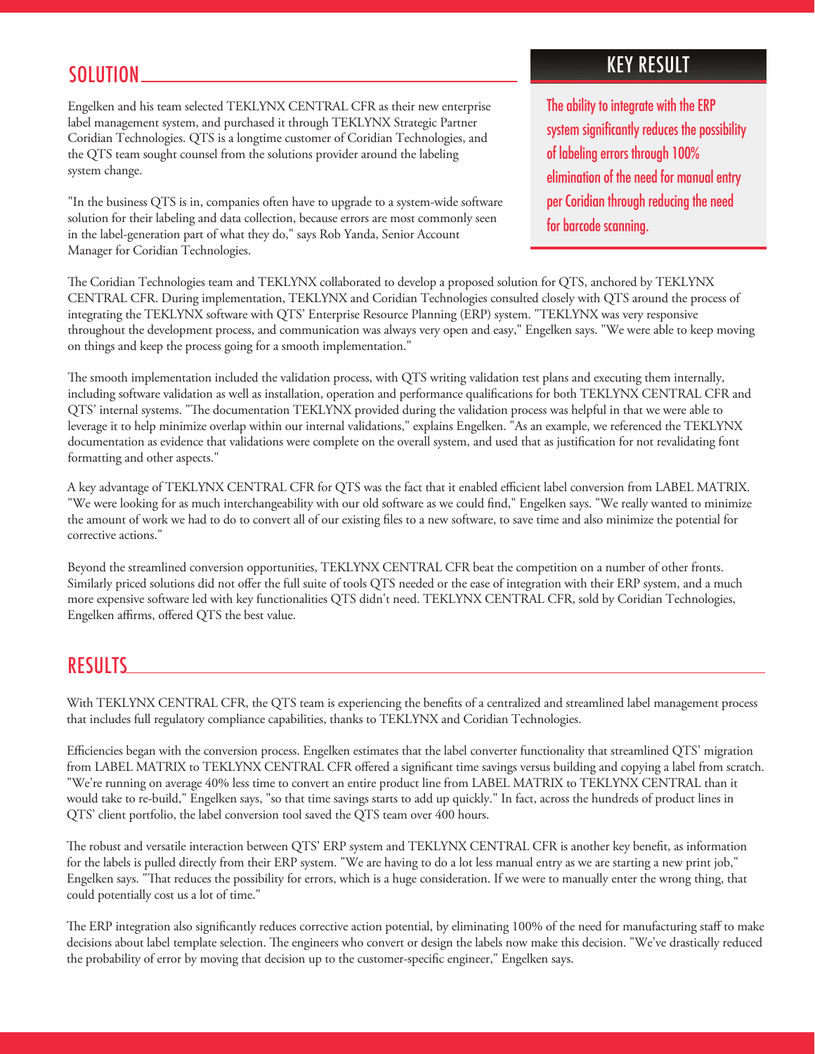## SOLUTION

Engelken and his team selected TEKLYNX CENTRAL CFR as their new enterprise label management system, and purchased it through TEKLYNX Strategic Partner Coridian Technologies. QTS is a longtime customer of Coridian Technologies, and the QTS team sought counsel from the solutions provider around the labeling system change.

"In the business QTS is in, companies often have to upgrade to a system-wide software solution for their labeling and data collection, because errors are most commonly seen in the label-generation part of what they do," says Rob Yanda, Senior Account Manager for Coridian Technologies.

### KEY RESULT

**The ability to integrate with the ERP system significantly reduces the possibility of labeling errors through 100% elimination of the need for manual entry per Coridian through reducing the need for barcode scanning.**

The Coridian Technologies team and TEKLYNX collaborated to develop a proposed solution for QTS, anchored by TEKLYNX CENTRAL CFR. During implementation, TEKLYNX and Coridian Technologies consulted closely with QTS around the process of integrating the TEKLYNX software with QTS' Enterprise Resource Planning (ERP) system. "TEKLYNX was very responsive throughout the development process, and communication was always very open and easy," Engelken says. "We were able to keep moving on things and keep the process going for a smooth implementation."

The smooth implementation included the validation process, with QTS writing validation test plans and executing them internally, including software validation as well as installation, operation and performance qualifications for both TEKLYNX CENTRAL CFR and QTS' internal systems. "The documentation TEKLYNX provided during the validation process was helpful in that we were able to leverage it to help minimize overlap within our internal validations," explains Engelken. "As an example, we referenced the TEKLYNX documentation as evidence that validations were complete on the overall system, and used that as justification for not revalidating font formatting and other aspects."

A key advantage of TEKLYNX CENTRAL CFR for QTS was the fact that it enabled efficient label conversion from LABEL MATRIX. "We were looking for as much interchangeability with our old software as we could find," Engelken says. "We really wanted to minimize the amount of work we had to do to convert all of our existing files to a new software, to save time and also minimize the potential for corrective actions."

Beyond the streamlined conversion opportunities, TEKLYNX CENTRAL CFR beat the competition on a number of other fronts. Similarly priced solutions did not offer the full suite of tools QTS needed or the ease of integration with their ERP system, and a much more expensive software led with key functionalities QTS didn't need. TEKLYNX CENTRAL CFR, sold by Coridian Technologies, Engelken affirms, offered QTS the best value.

## RESULTS

With TEKLYNX CENTRAL CFR, the QTS team is experiencing the benefits of a centralized and streamlined label management process that includes full regulatory compliance capabilities, thanks to TEKLYNX and Coridian Technologies.

Efficiencies began with the conversion process. Engelken estimates that the label converter functionality that streamlined QTS' migration from LABEL MATRIX to TEKLYNX CENTRAL CFR offered a significant time savings versus building and copying a label from scratch. "We're running on average 40% less time to convert an entire product line from LABEL MATRIX to TEKLYNX CENTRAL than it would take to re-build," Engelken says, "so that time savings starts to add up quickly." In fact, across the hundreds of product lines in QTS' client portfolio, the label conversion tool saved the QTS team over 400 hours.

The robust and versatile interaction between QTS' ERP system and TEKLYNX CENTRAL CFR is another key benefit, as information for the labels is pulled directly from their ERP system. "We are having to do a lot less manual entry as we are starting a new print job," Engelken says. "That reduces the possibility for errors, which is a huge consideration. If we were to manually enter the wrong thing, that could potentially cost us a lot of time."

The ERP integration also significantly reduces corrective action potential, by eliminating 100% of the need for manufacturing staff to make decisions about label template selection. The engineers who convert or design the labels now make this decision. "We've drastically reduced the probability of error by moving that decision up to the customer-specific engineer," Engelken says.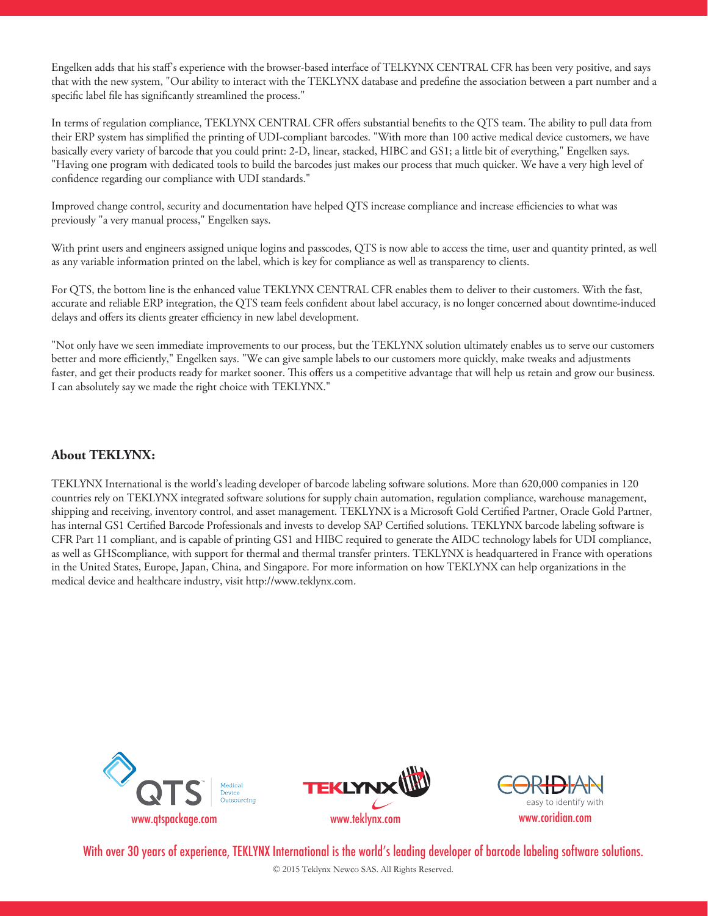Engelken adds that his staff's experience with the browser-based interface of TELKYNX CENTRAL CFR has been very positive, and says that with the new system, "Our ability to interact with the TEKLYNX database and predefine the association between a part number and a specific label file has significantly streamlined the process."

In terms of regulation compliance, TEKLYNX CENTRAL CFR offers substantial benefits to the QTS team. The ability to pull data from their ERP system has simplified the printing of UDI-compliant barcodes. "With more than 100 active medical device customers, we have basically every variety of barcode that you could print: 2-D, linear, stacked, HIBC and GS1; a little bit of everything," Engelken says. "Having one program with dedicated tools to build the barcodes just makes our process that much quicker. We have a very high level of confidence regarding our compliance with UDI standards."

Improved change control, security and documentation have helped QTS increase compliance and increase efficiencies to what was previously "a very manual process," Engelken says.

With print users and engineers assigned unique logins and passcodes, QTS is now able to access the time, user and quantity printed, as well as any variable information printed on the label, which is key for compliance as well as transparency to clients.

For QTS, the bottom line is the enhanced value TEKLYNX CENTRAL CFR enables them to deliver to their customers. With the fast, accurate and reliable ERP integration, the QTS team feels confident about label accuracy, is no longer concerned about downtime-induced delays and offers its clients greater efficiency in new label development.

"Not only have we seen immediate improvements to our process, but the TEKLYNX solution ultimately enables us to serve our customers better and more efficiently," Engelken says. "We can give sample labels to our customers more quickly, make tweaks and adjustments faster, and get their products ready for market sooner. This offers us a competitive advantage that will help us retain and grow our business. I can absolutely say we made the right choice with TEKLYNX."

## About TEKLYNX:

TEKLYNX International is the world's leading developer of barcode labeling software solutions. More than 620,000 companies in 120 countries rely on TEKLYNX integrated software solutions for supply chain automation, regulation compliance, warehouse management, shipping and receiving, inventory control, and asset management. TEKLYNX is a Microsoft Gold Certified Partner, Oracle Gold Partner, has internal GS1 Certified Barcode Professionals and invests to develop SAP Certified solutions. TEKLYNX barcode labeling software is CFR Part 11 compliant, and is capable of printing GS1 and HIBC required to generate the AIDC technology labels for UDI compliance, as well as GHScompliance, with support for thermal and thermal transfer printers. TEKLYNX is headquartered in France with operations in the United States, Europe, Japan, China, and Singapore. For more information on how TEKLYNX can help organizations in the medical device and healthcare industry, visit http://www.teklynx.com.

QTS Medical Device Outsourcing
www.qtspackage.com

TEKLYNX
www.teklynx.com

CORIDIAN easy to identify with
www.coridian.com

With over 30 years of experience, TEKLYNX International is the world's leading developer of barcode labeling software solutions.

© 2015 Teklynx Newco SAS. All Rights Reserved.